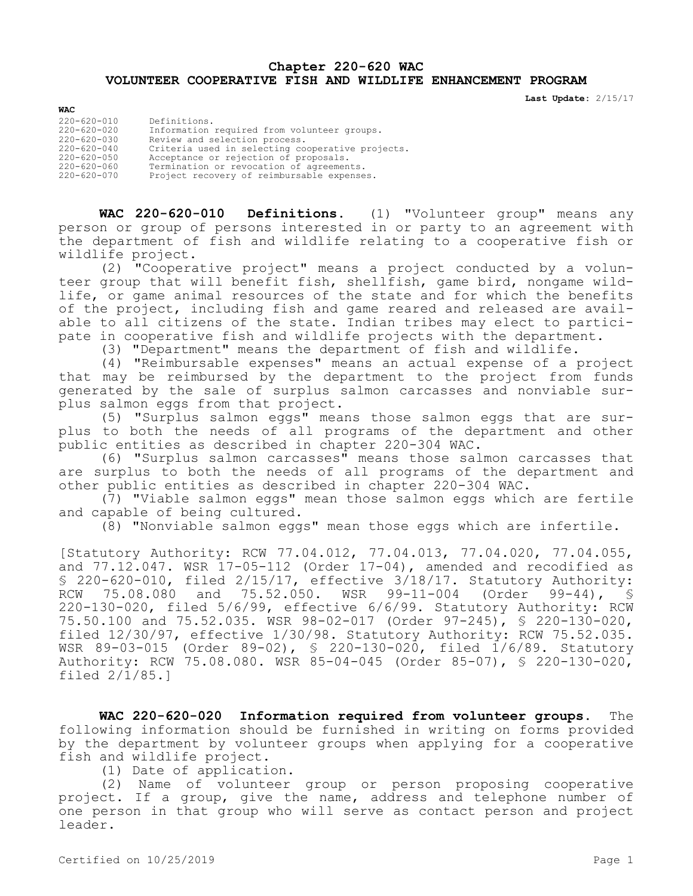# Chapter 220-620 WAC
# VOLUNTEER COOPERATIVE FISH AND WILDLIFE ENHANCEMENT PROGRAM

**Last Update:** 2/15/17

**WAC**

| | |
|---|---|
| 220-620-010 | Definitions. |
| 220-620-020 | Information required from volunteer groups. |
| 220-620-030 | Review and selection process. |
| 220-620-040 | Criteria used in selecting cooperative projects. |
| 220-620-050 | Acceptance or rejection of proposals. |
| 220-620-060 | Termination or revocation of agreements. |
| 220-620-070 | Project recovery of reimbursable expenses. |

**WAC 220-620-010 Definitions.** (1) "Volunteer group" means any person or group of persons interested in or party to an agreement with the department of fish and wildlife relating to a cooperative fish or wildlife project.

(2) "Cooperative project" means a project conducted by a volunteer group that will benefit fish, shellfish, game bird, nongame wildlife, or game animal resources of the state and for which the benefits of the project, including fish and game reared and released are available to all citizens of the state. Indian tribes may elect to participate in cooperative fish and wildlife projects with the department.

(3) "Department" means the department of fish and wildlife.

(4) "Reimbursable expenses" means an actual expense of a project that may be reimbursed by the department to the project from funds generated by the sale of surplus salmon carcasses and nonviable surplus salmon eggs from that project.

(5) "Surplus salmon eggs" means those salmon eggs that are surplus to both the needs of all programs of the department and other public entities as described in chapter 220-304 WAC.

(6) "Surplus salmon carcasses" means those salmon carcasses that are surplus to both the needs of all programs of the department and other public entities as described in chapter 220-304 WAC.

(7) "Viable salmon eggs" mean those salmon eggs which are fertile and capable of being cultured.

(8) "Nonviable salmon eggs" mean those eggs which are infertile.

[Statutory Authority: RCW 77.04.012, 77.04.013, 77.04.020, 77.04.055, and 77.12.047. WSR 17-05-112 (Order 17-04), amended and recodified as § 220-620-010, filed 2/15/17, effective 3/18/17. Statutory Authority: RCW 75.08.080 and 75.52.050. WSR 99-11-004 (Order 99-44), § 220-130-020, filed 5/6/99, effective 6/6/99. Statutory Authority: RCW 75.50.100 and 75.52.035. WSR 98-02-017 (Order 97-245), § 220-130-020, filed 12/30/97, effective 1/30/98. Statutory Authority: RCW 75.52.035. WSR 89-03-015 (Order 89-02), § 220-130-020, filed 1/6/89. Statutory Authority: RCW 75.08.080. WSR 85-04-045 (Order 85-07), § 220-130-020, filed 2/1/85.]

**WAC 220-620-020 Information required from volunteer groups.** The following information should be furnished in writing on forms provided by the department by volunteer groups when applying for a cooperative fish and wildlife project.

(1) Date of application.

(2) Name of volunteer group or person proposing cooperative project. If a group, give the name, address and telephone number of one person in that group who will serve as contact person and project leader.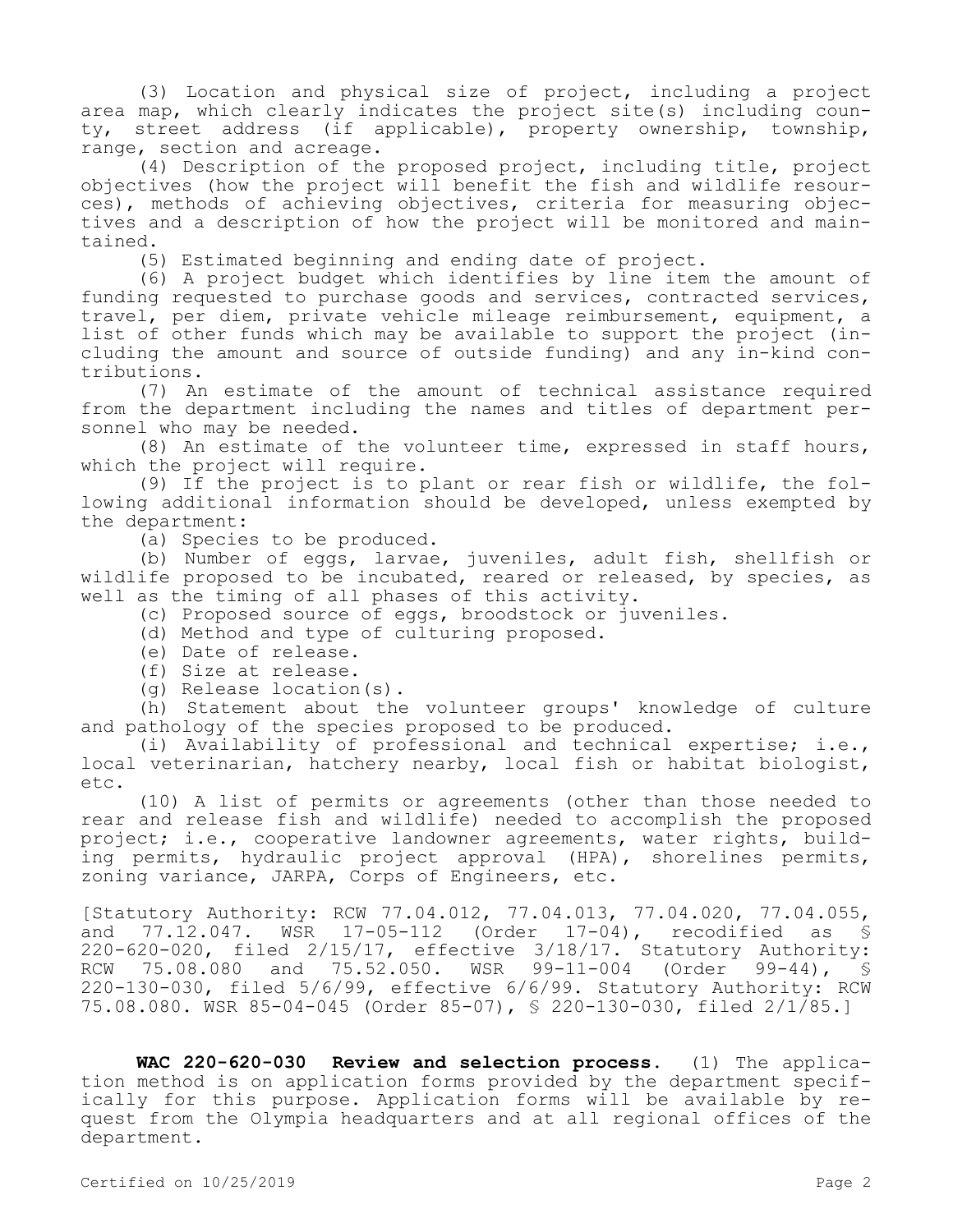(3) Location and physical size of project, including a project area map, which clearly indicates the project site(s) including county, street address (if applicable), property ownership, township, range, section and acreage.

(4) Description of the proposed project, including title, project objectives (how the project will benefit the fish and wildlife resources), methods of achieving objectives, criteria for measuring objectives and a description of how the project will be monitored and maintained.

(5) Estimated beginning and ending date of project.

(6) A project budget which identifies by line item the amount of funding requested to purchase goods and services, contracted services, travel, per diem, private vehicle mileage reimbursement, equipment, a list of other funds which may be available to support the project (including the amount and source of outside funding) and any in-kind contributions.

(7) An estimate of the amount of technical assistance required from the department including the names and titles of department personnel who may be needed.

(8) An estimate of the volunteer time, expressed in staff hours, which the project will require.

(9) If the project is to plant or rear fish or wildlife, the following additional information should be developed, unless exempted by the department:

(a) Species to be produced.

(b) Number of eggs, larvae, juveniles, adult fish, shellfish or wildlife proposed to be incubated, reared or released, by species, as well as the timing of all phases of this activity.

(c) Proposed source of eggs, broodstock or juveniles.

(d) Method and type of culturing proposed.

(e) Date of release.

(f) Size at release.

(g) Release location(s).

(h) Statement about the volunteer groups' knowledge of culture and pathology of the species proposed to be produced.

(i) Availability of professional and technical expertise; i.e., local veterinarian, hatchery nearby, local fish or habitat biologist, etc.

(10) A list of permits or agreements (other than those needed to rear and release fish and wildlife) needed to accomplish the proposed project; i.e., cooperative landowner agreements, water rights, building permits, hydraulic project approval (HPA), shorelines permits, zoning variance, JARPA, Corps of Engineers, etc.

[Statutory Authority: RCW 77.04.012, 77.04.013, 77.04.020, 77.04.055, and 77.12.047. WSR 17-05-112 (Order 17-04), recodified as § 220-620-020, filed 2/15/17, effective 3/18/17. Statutory Authority: RCW 75.08.080 and 75.52.050. WSR 99-11-004 (Order 99-44), § 220-130-030, filed 5/6/99, effective 6/6/99. Statutory Authority: RCW 75.08.080. WSR 85-04-045 (Order 85-07), § 220-130-030, filed 2/1/85.]

**WAC 220-620-030 Review and selection process.** (1) The application method is on application forms provided by the department specifically for this purpose. Application forms will be available by request from the Olympia headquarters and at all regional offices of the department.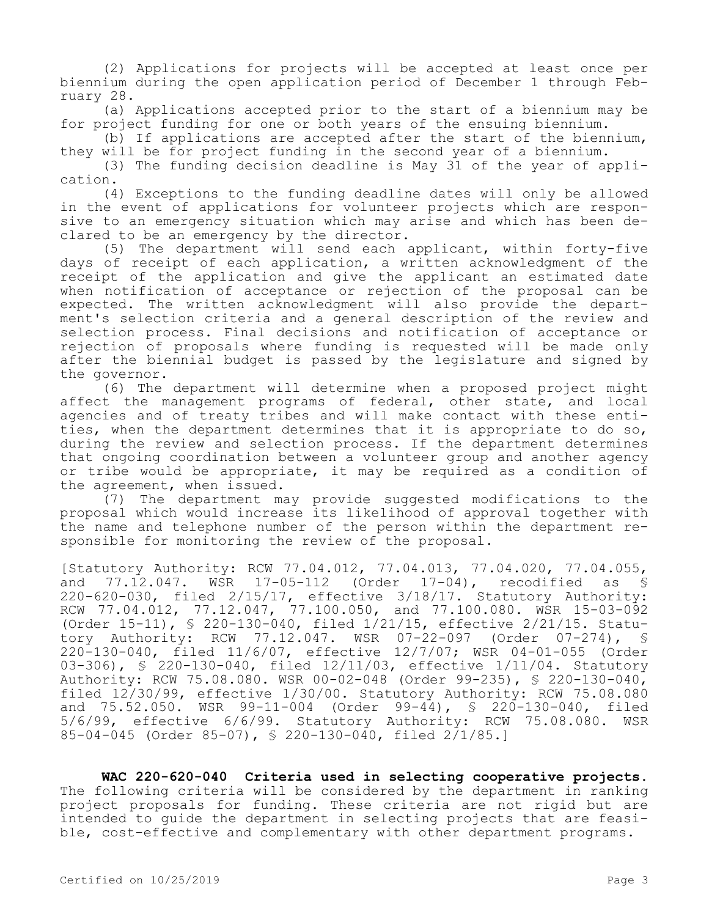(2) Applications for projects will be accepted at least once per biennium during the open application period of December 1 through February 28.

(a) Applications accepted prior to the start of a biennium may be for project funding for one or both years of the ensuing biennium.

(b) If applications are accepted after the start of the biennium, they will be for project funding in the second year of a biennium.

(3) The funding decision deadline is May 31 of the year of application.

(4) Exceptions to the funding deadline dates will only be allowed in the event of applications for volunteer projects which are responsive to an emergency situation which may arise and which has been declared to be an emergency by the director.

(5) The department will send each applicant, within forty-five days of receipt of each application, a written acknowledgment of the receipt of the application and give the applicant an estimated date when notification of acceptance or rejection of the proposal can be expected. The written acknowledgment will also provide the department's selection criteria and a general description of the review and selection process. Final decisions and notification of acceptance or rejection of proposals where funding is requested will be made only after the biennial budget is passed by the legislature and signed by the governor.

(6) The department will determine when a proposed project might affect the management programs of federal, other state, and local agencies and of treaty tribes and will make contact with these entities, when the department determines that it is appropriate to do so, during the review and selection process. If the department determines that ongoing coordination between a volunteer group and another agency or tribe would be appropriate, it may be required as a condition of the agreement, when issued.

(7) The department may provide suggested modifications to the proposal which would increase its likelihood of approval together with the name and telephone number of the person within the department responsible for monitoring the review of the proposal.

[Statutory Authority: RCW 77.04.012, 77.04.013, 77.04.020, 77.04.055, and 77.12.047. WSR 17-05-112 (Order 17-04), recodified as § 220-620-030, filed 2/15/17, effective 3/18/17. Statutory Authority: RCW 77.04.012, 77.12.047, 77.100.050, and 77.100.080. WSR 15-03-092 (Order 15-11), § 220-130-040, filed 1/21/15, effective 2/21/15. Statutory Authority: RCW 77.12.047. WSR 07-22-097 (Order 07-274), § 220-130-040, filed 11/6/07, effective 12/7/07; WSR 04-01-055 (Order 03-306), § 220-130-040, filed 12/11/03, effective 1/11/04. Statutory Authority: RCW 75.08.080. WSR 00-02-048 (Order 99-235), § 220-130-040, filed 12/30/99, effective 1/30/00. Statutory Authority: RCW 75.08.080 and 75.52.050. WSR 99-11-004 (Order 99-44), § 220-130-040, filed 5/6/99, effective 6/6/99. Statutory Authority: RCW 75.08.080. WSR 85-04-045 (Order 85-07), § 220-130-040, filed 2/1/85.]

**WAC 220-620-040 Criteria used in selecting cooperative projects.** The following criteria will be considered by the department in ranking project proposals for funding. These criteria are not rigid but are intended to guide the department in selecting projects that are feasible, cost-effective and complementary with other department programs.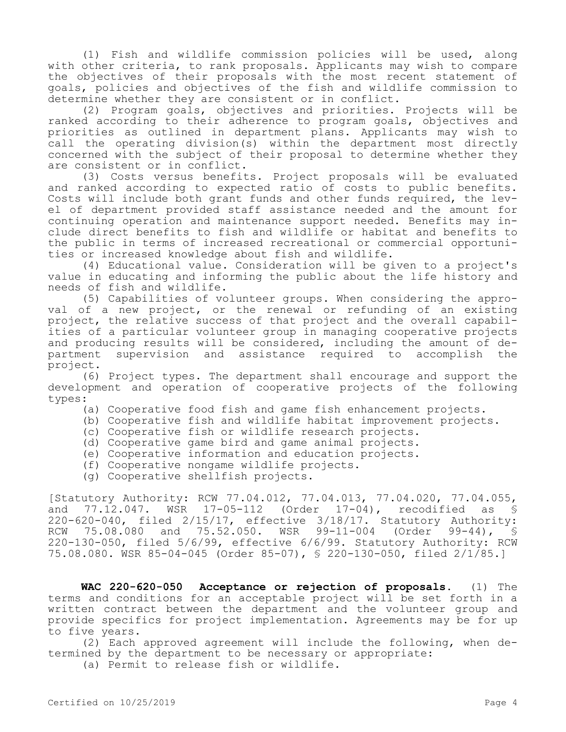(1) Fish and wildlife commission policies will be used, along with other criteria, to rank proposals. Applicants may wish to compare the objectives of their proposals with the most recent statement of goals, policies and objectives of the fish and wildlife commission to determine whether they are consistent or in conflict.

(2) Program goals, objectives and priorities. Projects will be ranked according to their adherence to program goals, objectives and priorities as outlined in department plans. Applicants may wish to call the operating division(s) within the department most directly concerned with the subject of their proposal to determine whether they are consistent or in conflict.

(3) Costs versus benefits. Project proposals will be evaluated and ranked according to expected ratio of costs to public benefits. Costs will include both grant funds and other funds required, the level of department provided staff assistance needed and the amount for continuing operation and maintenance support needed. Benefits may include direct benefits to fish and wildlife or habitat and benefits to the public in terms of increased recreational or commercial opportunities or increased knowledge about fish and wildlife.

(4) Educational value. Consideration will be given to a project's value in educating and informing the public about the life history and needs of fish and wildlife.

(5) Capabilities of volunteer groups. When considering the approval of a new project, or the renewal or refunding of an existing project, the relative success of that project and the overall capabilities of a particular volunteer group in managing cooperative projects and producing results will be considered, including the amount of department supervision and assistance required to accomplish the project.

(6) Project types. The department shall encourage and support the development and operation of cooperative projects of the following types:

(a) Cooperative food fish and game fish enhancement projects.

(b) Cooperative fish and wildlife habitat improvement projects.

(c) Cooperative fish or wildlife research projects.

(d) Cooperative game bird and game animal projects.

(e) Cooperative information and education projects.

(f) Cooperative nongame wildlife projects.

(g) Cooperative shellfish projects.

[Statutory Authority: RCW 77.04.012, 77.04.013, 77.04.020, 77.04.055, and 77.12.047. WSR 17-05-112 (Order 17-04), recodified as § 220-620-040, filed 2/15/17, effective 3/18/17. Statutory Authority: RCW 75.08.080 and 75.52.050. WSR 99-11-004 (Order 99-44), § 220-130-050, filed 5/6/99, effective 6/6/99. Statutory Authority: RCW 75.08.080. WSR 85-04-045 (Order 85-07), § 220-130-050, filed 2/1/85.]

**WAC 220-620-050 Acceptance or rejection of proposals.** (1) The terms and conditions for an acceptable project will be set forth in a written contract between the department and the volunteer group and provide specifics for project implementation. Agreements may be for up to five years.

(2) Each approved agreement will include the following, when determined by the department to be necessary or appropriate:

(a) Permit to release fish or wildlife.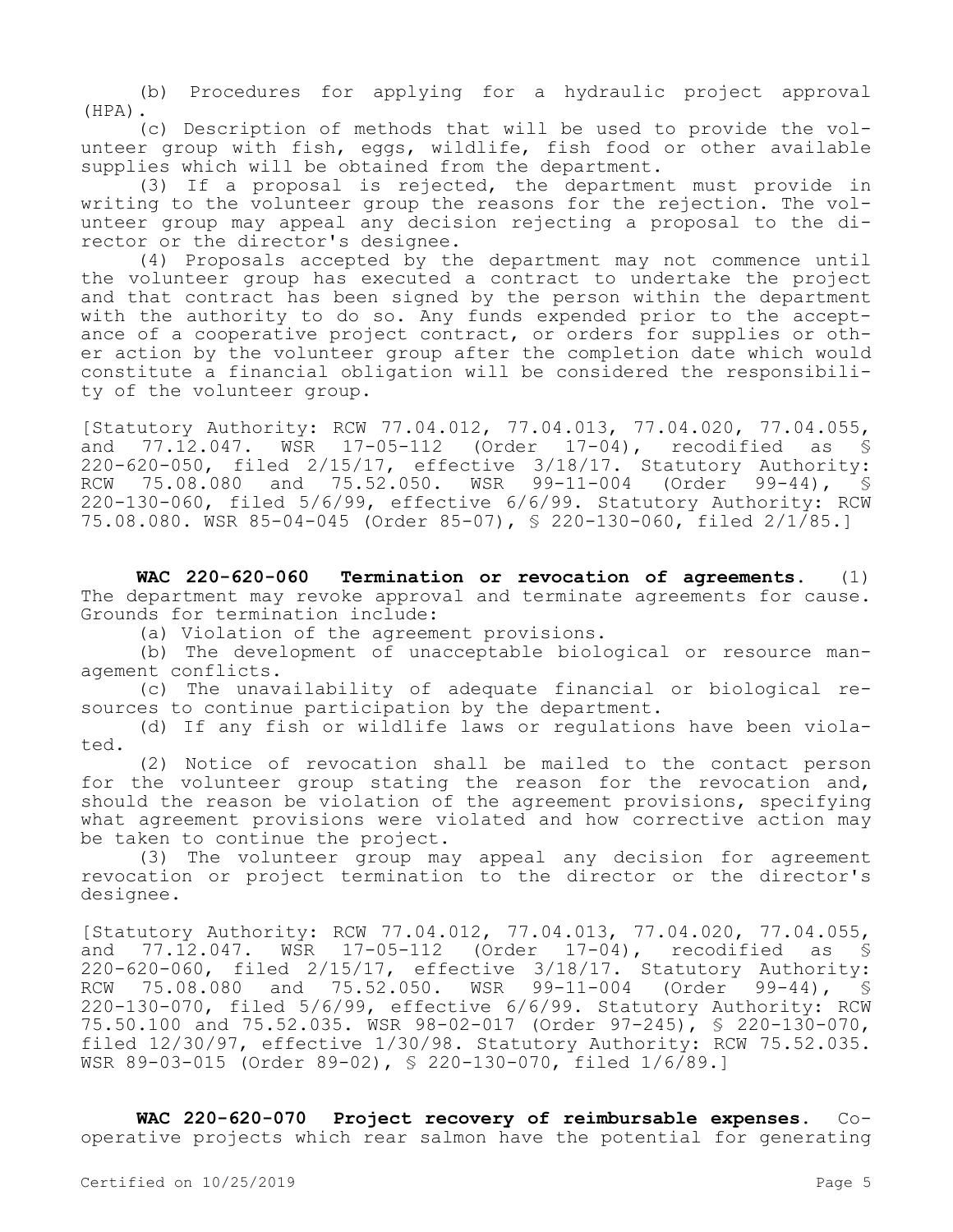(b) Procedures for applying for a hydraulic project approval (HPA).

(c) Description of methods that will be used to provide the volunteer group with fish, eggs, wildlife, fish food or other available supplies which will be obtained from the department.

(3) If a proposal is rejected, the department must provide in writing to the volunteer group the reasons for the rejection. The volunteer group may appeal any decision rejecting a proposal to the director or the director's designee.

(4) Proposals accepted by the department may not commence until the volunteer group has executed a contract to undertake the project and that contract has been signed by the person within the department with the authority to do so. Any funds expended prior to the acceptance of a cooperative project contract, or orders for supplies or other action by the volunteer group after the completion date which would constitute a financial obligation will be considered the responsibility of the volunteer group.

[Statutory Authority: RCW 77.04.012, 77.04.013, 77.04.020, 77.04.055, and 77.12.047. WSR 17-05-112 (Order 17-04), recodified as § 220-620-050, filed 2/15/17, effective 3/18/17. Statutory Authority: RCW 75.08.080 and 75.52.050. WSR 99-11-004 (Order 99-44), § 220-130-060, filed 5/6/99, effective 6/6/99. Statutory Authority: RCW 75.08.080. WSR 85-04-045 (Order 85-07), § 220-130-060, filed 2/1/85.]

**WAC 220-620-060 Termination or revocation of agreements.** (1) The department may revoke approval and terminate agreements for cause. Grounds for termination include:

(a) Violation of the agreement provisions.

(b) The development of unacceptable biological or resource management conflicts.

(c) The unavailability of adequate financial or biological resources to continue participation by the department.

(d) If any fish or wildlife laws or regulations have been violated.

(2) Notice of revocation shall be mailed to the contact person for the volunteer group stating the reason for the revocation and, should the reason be violation of the agreement provisions, specifying what agreement provisions were violated and how corrective action may be taken to continue the project.

(3) The volunteer group may appeal any decision for agreement revocation or project termination to the director or the director's designee.

[Statutory Authority: RCW 77.04.012, 77.04.013, 77.04.020, 77.04.055, and 77.12.047. WSR 17-05-112 (Order 17-04), recodified as § 220-620-060, filed 2/15/17, effective 3/18/17. Statutory Authority: RCW 75.08.080 and 75.52.050. WSR 99-11-004 (Order 99-44), § 220-130-070, filed 5/6/99, effective 6/6/99. Statutory Authority: RCW 75.50.100 and 75.52.035. WSR 98-02-017 (Order 97-245), § 220-130-070, filed 12/30/97, effective 1/30/98. Statutory Authority: RCW 75.52.035. WSR 89-03-015 (Order 89-02), § 220-130-070, filed 1/6/89.]

**WAC 220-620-070 Project recovery of reimbursable expenses.** Cooperative projects which rear salmon have the potential for generating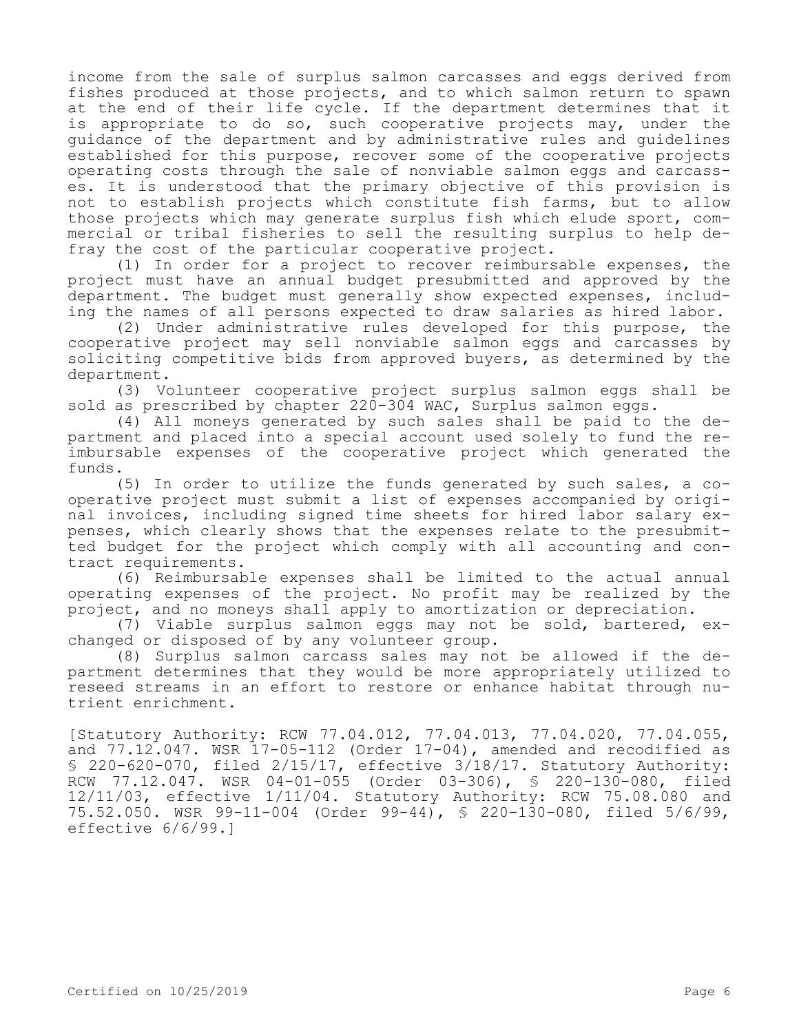income from the sale of surplus salmon carcasses and eggs derived from fishes produced at those projects, and to which salmon return to spawn at the end of their life cycle. If the department determines that it is appropriate to do so, such cooperative projects may, under the guidance of the department and by administrative rules and guidelines established for this purpose, recover some of the cooperative projects operating costs through the sale of nonviable salmon eggs and carcasses. It is understood that the primary objective of this provision is not to establish projects which constitute fish farms, but to allow those projects which may generate surplus fish which elude sport, commercial or tribal fisheries to sell the resulting surplus to help defray the cost of the particular cooperative project.

(1) In order for a project to recover reimbursable expenses, the project must have an annual budget presubmitted and approved by the department. The budget must generally show expected expenses, including the names of all persons expected to draw salaries as hired labor.

(2) Under administrative rules developed for this purpose, the cooperative project may sell nonviable salmon eggs and carcasses by soliciting competitive bids from approved buyers, as determined by the department.

(3) Volunteer cooperative project surplus salmon eggs shall be sold as prescribed by chapter 220-304 WAC, Surplus salmon eggs.

(4) All moneys generated by such sales shall be paid to the department and placed into a special account used solely to fund the reimbursable expenses of the cooperative project which generated the funds.

(5) In order to utilize the funds generated by such sales, a cooperative project must submit a list of expenses accompanied by original invoices, including signed time sheets for hired labor salary expenses, which clearly shows that the expenses relate to the presubmitted budget for the project which comply with all accounting and contract requirements.

(6) Reimbursable expenses shall be limited to the actual annual operating expenses of the project. No profit may be realized by the project, and no moneys shall apply to amortization or depreciation.

(7) Viable surplus salmon eggs may not be sold, bartered, exchanged or disposed of by any volunteer group.

(8) Surplus salmon carcass sales may not be allowed if the department determines that they would be more appropriately utilized to reseed streams in an effort to restore or enhance habitat through nutrient enrichment.

[Statutory Authority: RCW 77.04.012, 77.04.013, 77.04.020, 77.04.055, and 77.12.047. WSR 17-05-112 (Order 17-04), amended and recodified as § 220-620-070, filed 2/15/17, effective 3/18/17. Statutory Authority: RCW 77.12.047. WSR 04-01-055 (Order 03-306), § 220-130-080, filed 12/11/03, effective 1/11/04. Statutory Authority: RCW 75.08.080 and 75.52.050. WSR 99-11-004 (Order 99-44), § 220-130-080, filed 5/6/99, effective 6/6/99.]

Certified on 10/25/2019